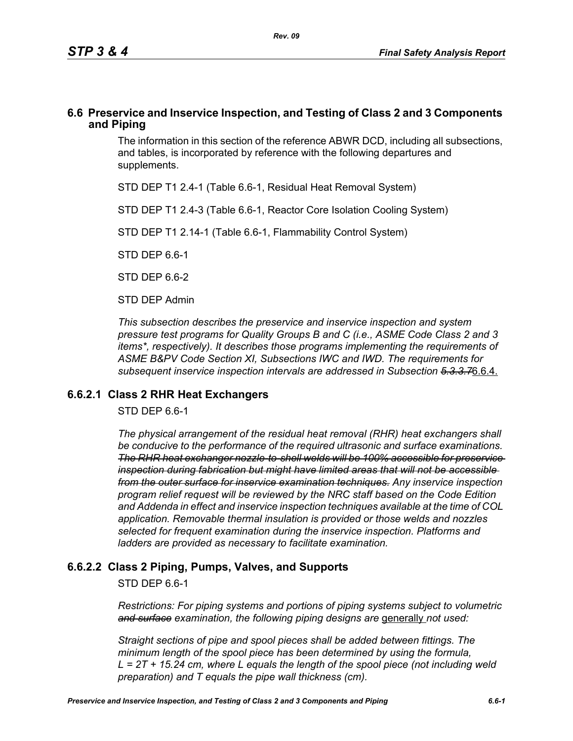## 6.6 Preservice and Inservice Inspection, and Testing of Class 2 and 3 Components and Piping

The information in this section of the reference ABWR DCD, including all subsections, and tables, is incorporated by reference with the following departures and supplements.

STD DEP T1 2.4-1 (Table 6.6-1, Residual Heat Removal System)

STD DEP T1 2.4-3 (Table 6.6-1, Reactor Core Isolation Cooling System)

STD DEP T1 2.14-1 (Table 6.6-1, Flammability Control System)

STD DEP 6.6-1

STD DEP 6.6-2

STD DEP Admin

*This subsection describes the preservice and inservice inspection and system pressure test programs for Quality Groups B and C (i.e., ASME Code Class 2 and 3 items*, respectively). It describes those programs implementing the requirements of ASME B&PV Code Section XI, Subsections IWC and IWD. The requirements for subsequent inservice inspection intervals are addressed in Subsection ~~5.3.3.7~~*6.6.4.

### 6.6.2.1 Class 2 RHR Heat Exchangers

STD DEP 6.6-1

*The physical arrangement of the residual heat removal (RHR) heat exchangers shall be conducive to the performance of the required ultrasonic and surface examinations. ~~The RHR heat exchanger nozzle-to-shell welds will be 100% accessible for preservice inspection during fabrication but might have limited areas that will not be accessible from the outer surface for inservice examination techniques.~~ Any inservice inspection program relief request will be reviewed by the NRC staff based on the Code Edition and Addenda in effect and inservice inspection techniques available at the time of COL application. Removable thermal insulation is provided or those welds and nozzles selected for frequent examination during the inservice inspection. Platforms and ladders are provided as necessary to facilitate examination.*

### 6.6.2.2 Class 2 Piping, Pumps, Valves, and Supports

STD DEP 6.6-1

*Restrictions: For piping systems and portions of piping systems subject to volumetric ~~and surface~~ examination, the following piping designs are* <u>generally</u> *not used:*

*Straight sections of pipe and spool pieces shall be added between fittings. The minimum length of the spool piece has been determined by using the formula, $L = 2T + 15.24$ cm, where L equals the length of the spool piece (not including weld preparation) and T equals the pipe wall thickness (cm).*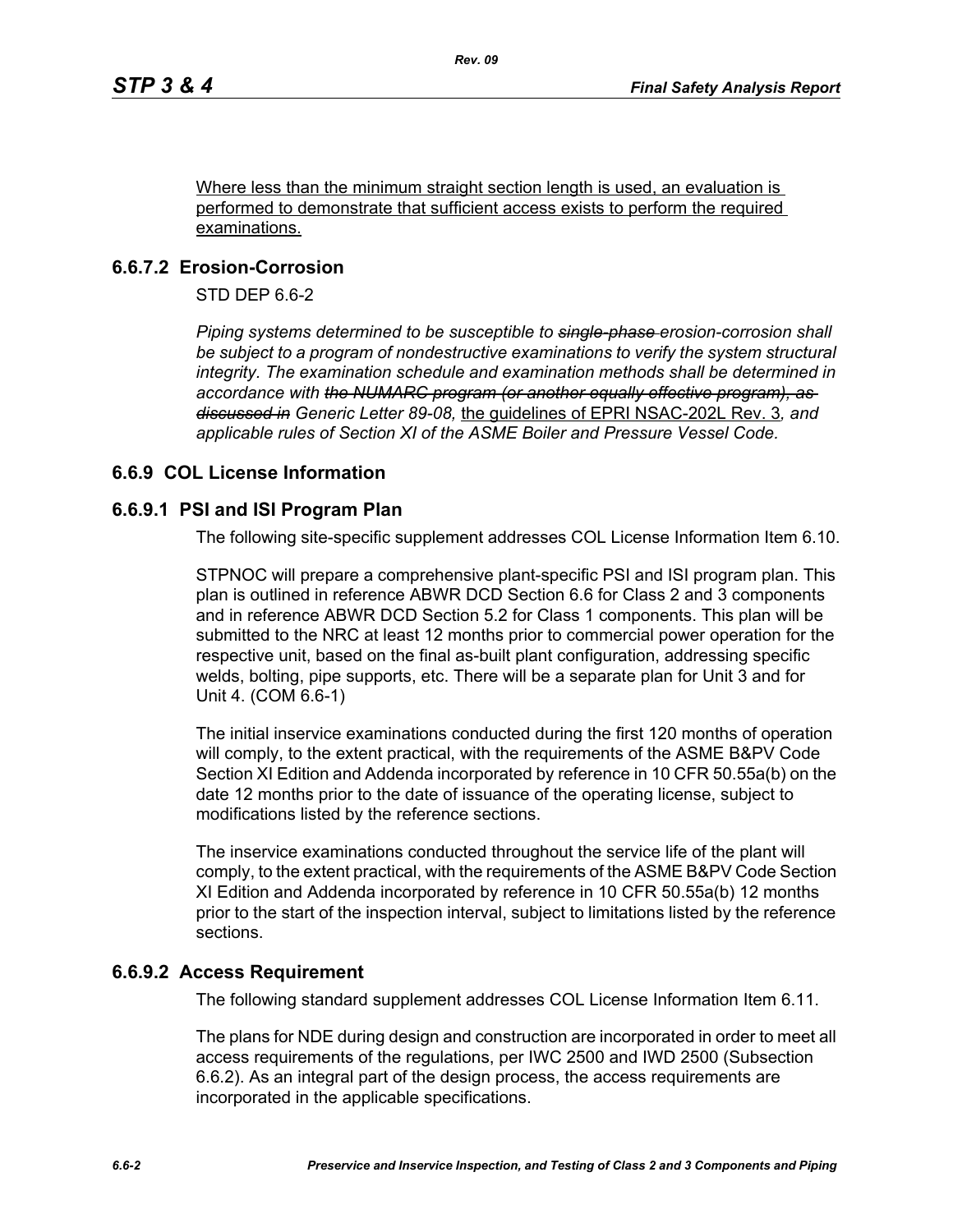Where less than the minimum straight section length is used, an evaluation is performed to demonstrate that sufficient access exists to perform the required examinations.

### 6.6.7.2 Erosion-Corrosion

STD DEP 6.6-2

*Piping systems determined to be susceptible to ~~single-phase~~ erosion-corrosion shall be subject to a program of nondestructive examinations to verify the system structural integrity. The examination schedule and examination methods shall be determined in accordance with ~~the NUMARC program (or another equally effective program), as discussed in~~ Generic Letter 89-08,* the guidelines of EPRI NSAC-202L Rev. 3*, and applicable rules of Section XI of the ASME Boiler and Pressure Vessel Code.*

## 6.6.9 COL License Information

### 6.6.9.1 PSI and ISI Program Plan

The following site-specific supplement addresses COL License Information Item 6.10.

STPNOC will prepare a comprehensive plant-specific PSI and ISI program plan. This plan is outlined in reference ABWR DCD Section 6.6 for Class 2 and 3 components and in reference ABWR DCD Section 5.2 for Class 1 components. This plan will be submitted to the NRC at least 12 months prior to commercial power operation for the respective unit, based on the final as-built plant configuration, addressing specific welds, bolting, pipe supports, etc. There will be a separate plan for Unit 3 and for Unit 4. (COM 6.6-1)

The initial inservice examinations conducted during the first 120 months of operation will comply, to the extent practical, with the requirements of the ASME B&PV Code Section XI Edition and Addenda incorporated by reference in 10 CFR 50.55a(b) on the date 12 months prior to the date of issuance of the operating license, subject to modifications listed by the reference sections.

The inservice examinations conducted throughout the service life of the plant will comply, to the extent practical, with the requirements of the ASME B&PV Code Section XI Edition and Addenda incorporated by reference in 10 CFR 50.55a(b) 12 months prior to the start of the inspection interval, subject to limitations listed by the reference sections.

### 6.6.9.2 Access Requirement

The following standard supplement addresses COL License Information Item 6.11.

The plans for NDE during design and construction are incorporated in order to meet all access requirements of the regulations, per IWC 2500 and IWD 2500 (Subsection 6.6.2). As an integral part of the design process, the access requirements are incorporated in the applicable specifications.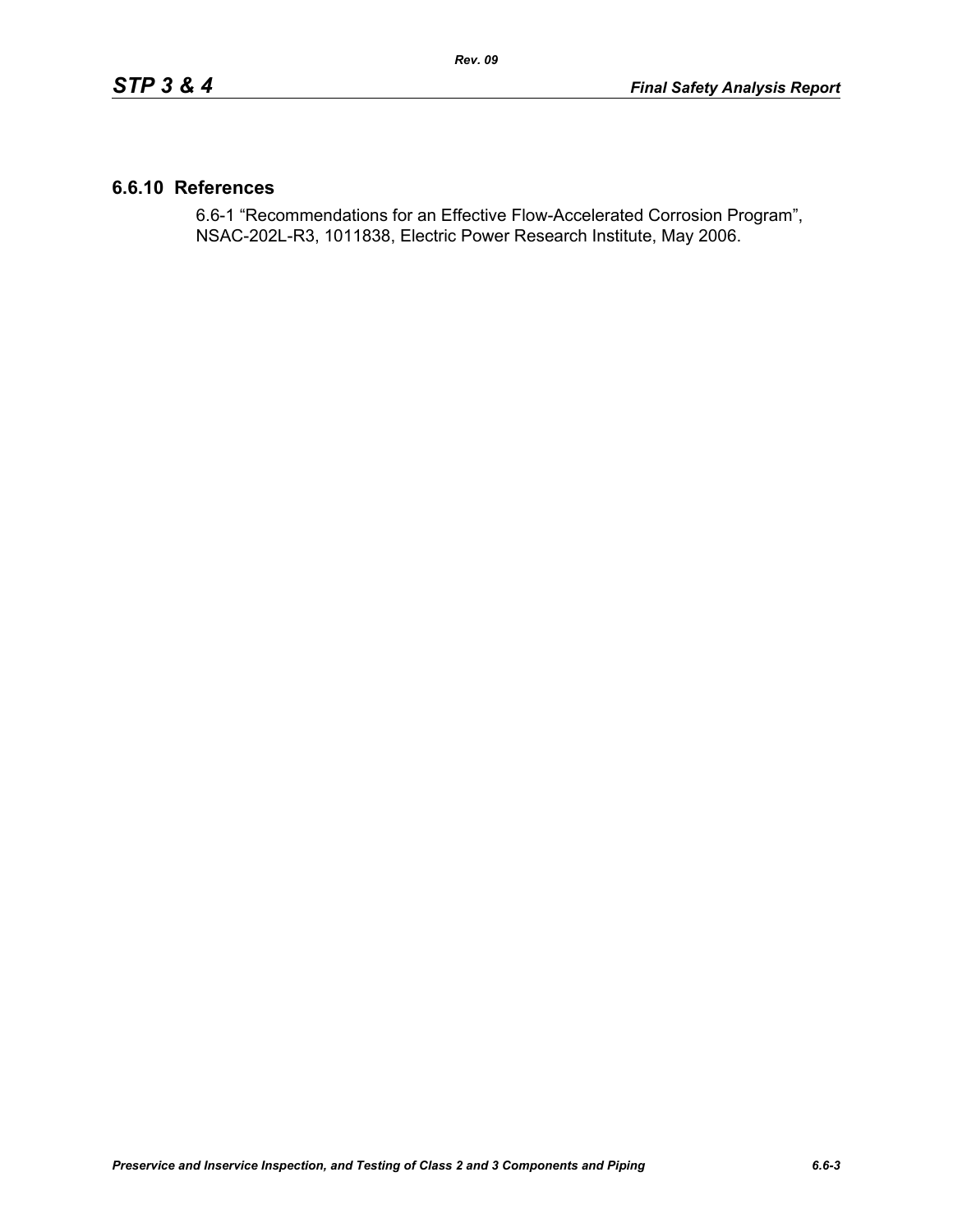## 6.6.10 References

6.6-1 “Recommendations for an Effective Flow-Accelerated Corrosion Program”, NSAC-202L-R3, 1011838, Electric Power Research Institute, May 2006.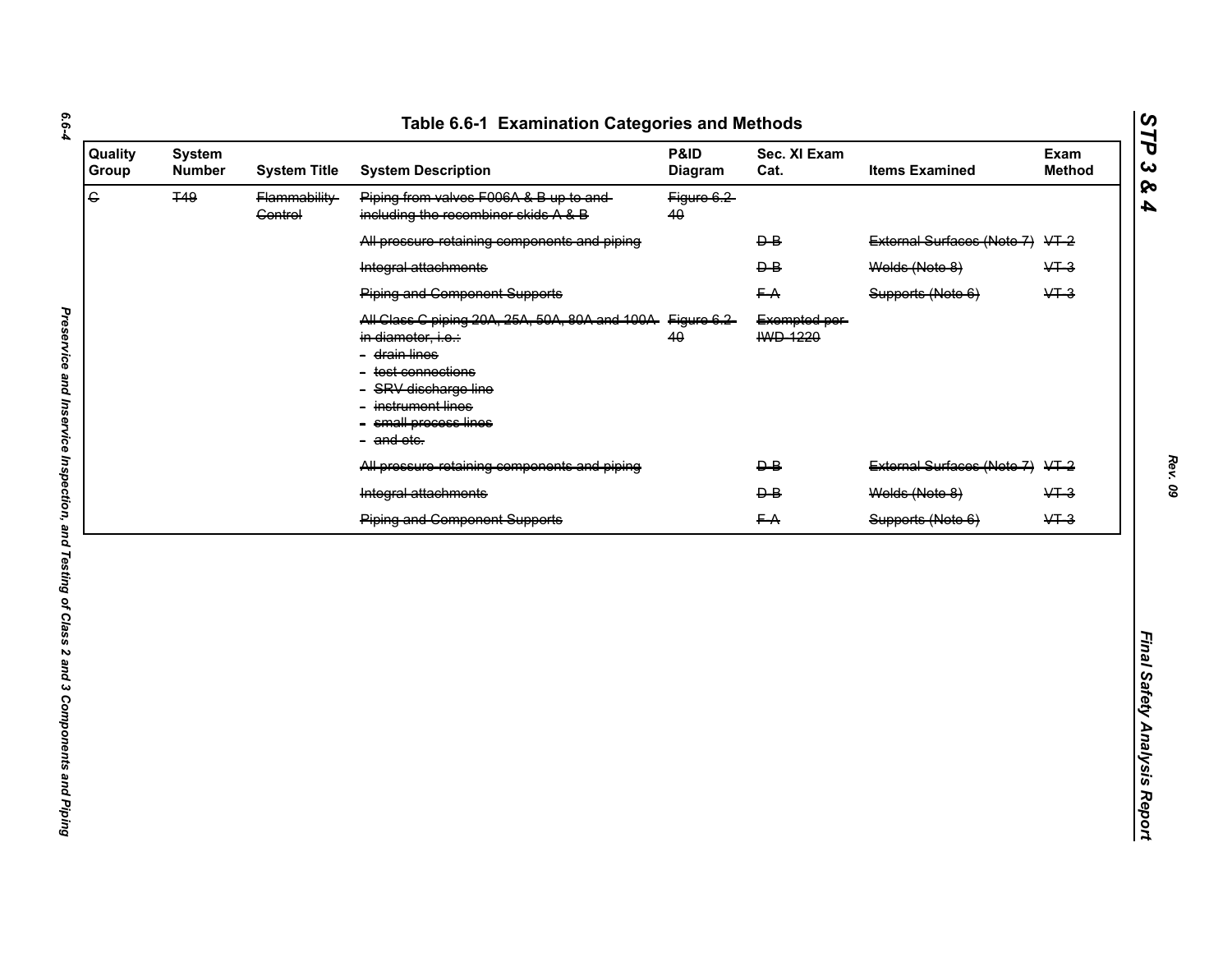# Table 6.6-1 Examination Categories and Methods

| Quality Group | System Number | System Title | System Description | P&ID Diagram | Sec. XI Exam Cat. | Items Examined | Exam Method |
|---|---|---|---|---|---|---|---|
| ~~C~~ | ~~T49~~ | ~~Flammability Control~~ | ~~Piping from valves F006A & B up to and including the recombiner skids A & B~~ | ~~Figure 6.2-40~~ | | | |
| | | | ~~All pressure-retaining components and piping~~ | | ~~D-B~~ | ~~External Surfaces (Note 7)~~ | ~~VT-2~~ |
| | | | ~~Integral attachments~~ | | ~~D-B~~ | ~~Welds (Note 8)~~ | ~~VT-3~~ |
| | | | ~~Piping and Component Supports~~ | | ~~F-A~~ | ~~Supports (Note 6)~~ | ~~VT-3~~ |
| | | | ~~All Class C piping 20A, 25A, 50A, 80A and 100A in diameter, i.e.:~~<br>- ~~drain lines~~<br>- ~~test connections~~<br>- ~~SRV discharge line~~<br>- ~~instrument lines~~<br>- ~~small process lines~~<br>- ~~and etc.~~ | ~~Figure 6.2-40~~ | ~~Exempted per IWD-1220~~ | | |
| | | | ~~All pressure-retaining components and piping~~ | | ~~D-B~~ | ~~External Surfaces (Note 7)~~ | ~~VT-2~~ |
| | | | ~~Integral attachments~~ | | ~~D-B~~ | ~~Welds (Note 8)~~ | ~~VT-3~~ |
| | | | ~~Piping and Component Supports~~ | | ~~F-A~~ | ~~Supports (Note 6)~~ | ~~VT-3~~ |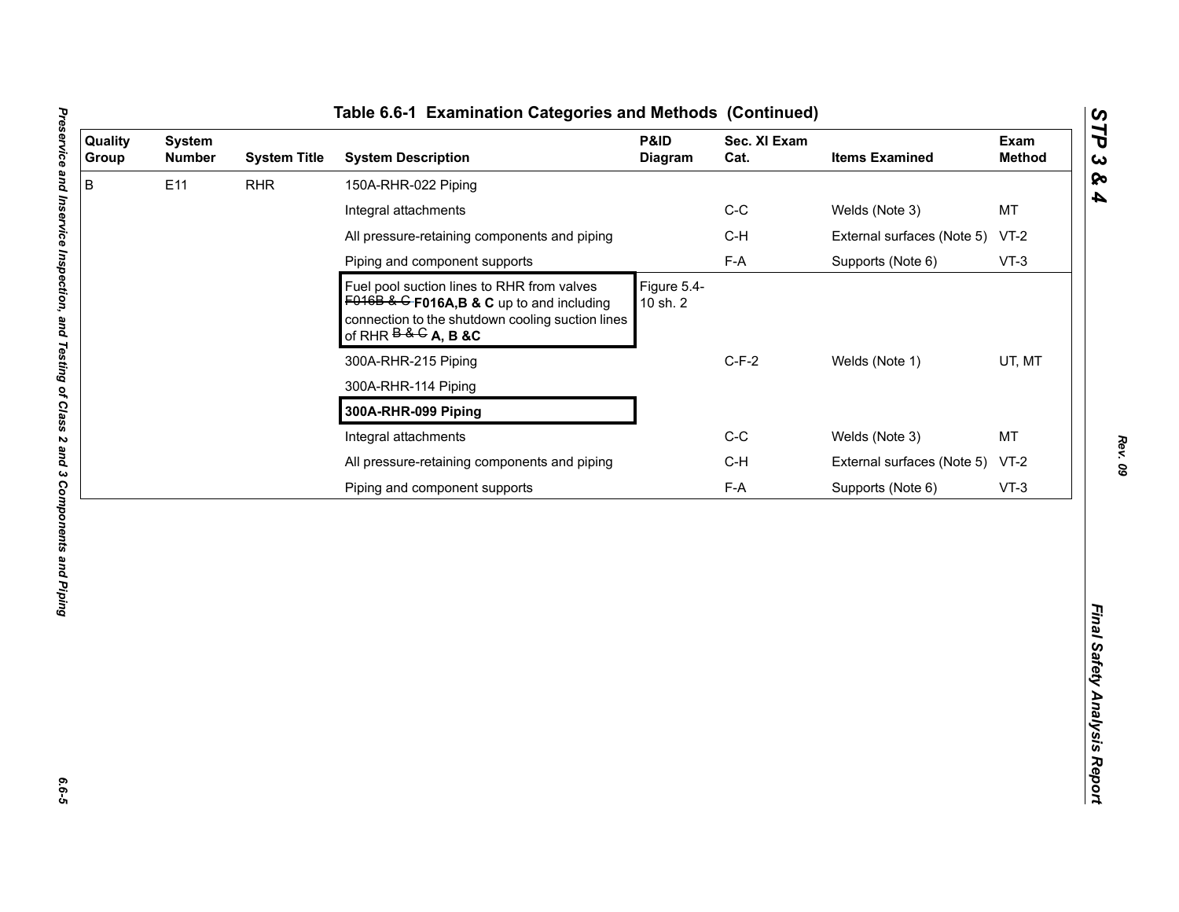## Table 6.6-1 Examination Categories and Methods (Continued)

| Quality Group | System Number | System Title | System Description | P&ID Diagram | Sec. XI Exam Cat. | Items Examined | Exam Method |
|---|---|---|---|---|---|---|---|
| B | E11 | RHR | 150A-RHR-022 Piping | | | | |
| | | | Integral attachments | | C-C | Welds (Note 3) | MT |
| | | | All pressure-retaining components and piping | | C-H | External surfaces (Note 5) | VT-2 |
| | | | Piping and component supports | | F-A | Supports (Note 6) | VT-3 |
| | | | Fuel pool suction lines to RHR from valves ~~F016B & C~~ **F016A,B & C** up to and including connection to the shutdown cooling suction lines of RHR ~~B & C~~ **A, B &C** | Figure 5.4-10 sh. 2 | | | |
| | | | 300A-RHR-215 Piping | | C-F-2 | Welds (Note 1) | UT, MT |
| | | | 300A-RHR-114 Piping | | | | |
| | | | **300A-RHR-099 Piping** | | | | |
| | | | Integral attachments | | C-C | Welds (Note 3) | MT |
| | | | All pressure-retaining components and piping | | C-H | External surfaces (Note 5) | VT-2 |
| | | | Piping and component supports | | F-A | Supports (Note 6) | VT-3 |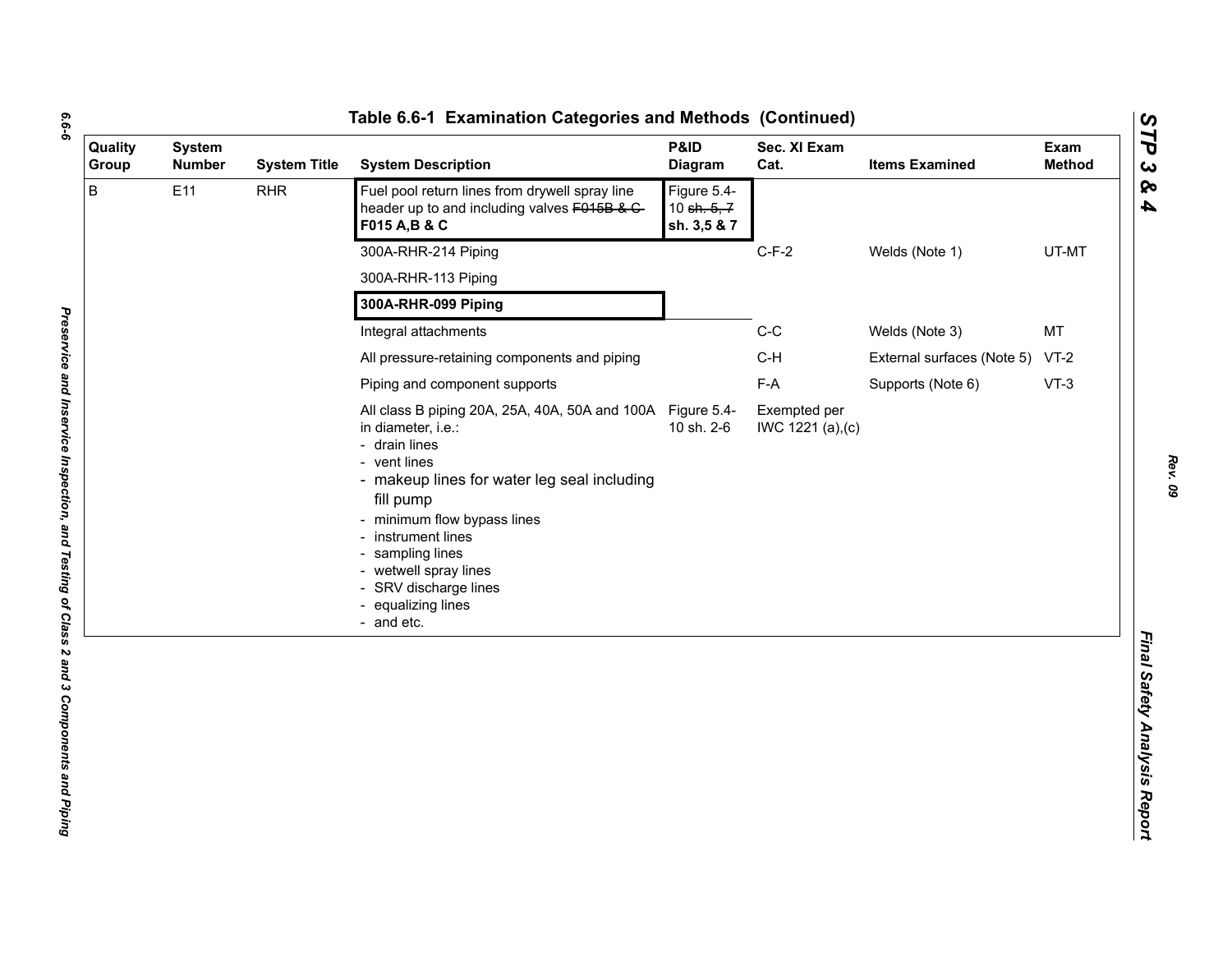# Table 6.6-1 Examination Categories and Methods (Continued)

| Quality Group | System Number | System Title | System Description | P&ID Diagram | Sec. XI Exam Cat. | Items Examined | Exam Method |
|---|---|---|---|---|---|---|---|
| B | E11 | RHR | Fuel pool return lines from drywell spray line header up to and including valves ~~F015B & C~~ **F015 A,B & C** | Figure 5.4-10 ~~sh. 5, 7~~ **sh. 3,5 & 7** | | | |
| | | | 300A-RHR-214 Piping | | C-F-2 | Welds (Note 1) | UT-MT |
| | | | 300A-RHR-113 Piping | | | | |
| | | | **300A-RHR-099 Piping** | | | | |
| | | | Integral attachments | | C-C | Welds (Note 3) | MT |
| | | | All pressure-retaining components and piping | | C-H | External surfaces (Note 5) | VT-2 |
| | | | Piping and component supports | | F-A | Supports (Note 6) | VT-3 |
| | | | All class B piping 20A, 25A, 40A, 50A and 100A in diameter, i.e.:<br>- drain lines<br>- vent lines<br>- makeup lines for water leg seal including fill pump<br>- minimum flow bypass lines<br>- instrument lines<br>- sampling lines<br>- wetwell spray lines<br>- SRV discharge lines<br>- equalizing lines<br>- and etc. | Figure 5.4-10 sh. 2-6 | Exempted per IWC 1221 (a),(c) | | |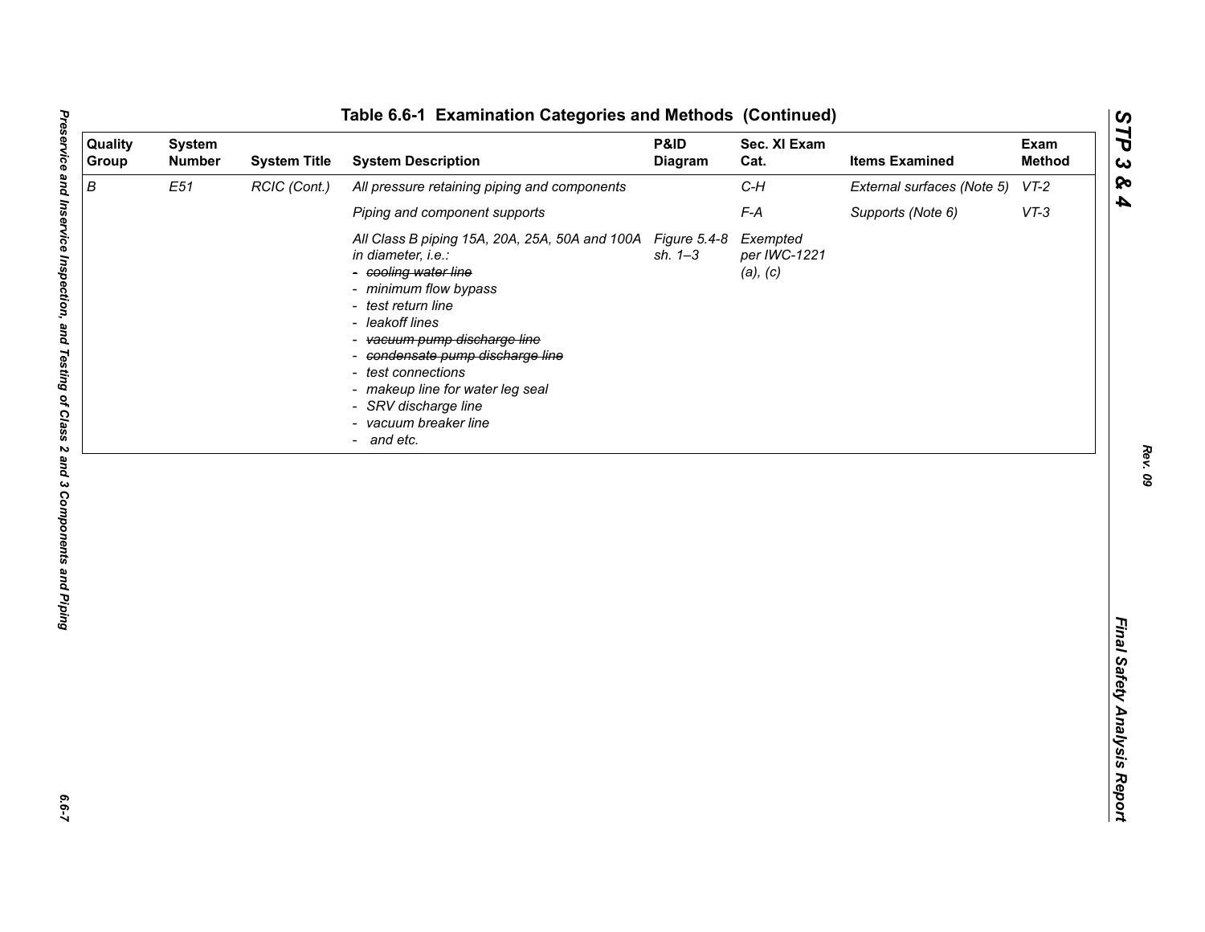**Table 6.6-1 Examination Categories and Methods (Continued)**

| Quality Group | System Number | System Title | System Description | P&ID Diagram | Sec. XI Exam Cat. | Items Examined | Exam Method |
|---|---|---|---|---|---|---|---|
| *B* | *E51* | *RCIC (Cont.)* | *All pressure retaining piping and components* | | *C-H* | *External surfaces (Note 5)* | *VT-2* |
| | | | *Piping and component supports* | | *F-A* | *Supports (Note 6)* | *VT-3* |
| | | | *All Class B piping 15A, 20A, 25A, 50A and 100A in diameter, i.e.:*<br>- ~~*cooling water line*~~<br>- *minimum flow bypass*<br>- *test return line*<br>- *leakoff lines*<br>- ~~*vacuum pump discharge line*~~<br>- ~~*condensate pump discharge line*~~<br>- *test connections*<br>- *makeup line for water leg seal*<br>- *SRV discharge line*<br>- *vacuum breaker line*<br>- *and etc.* | *Figure 5.4-8 sh. 1–3* | *Exempted per IWC-1221 (a), (c)* | | |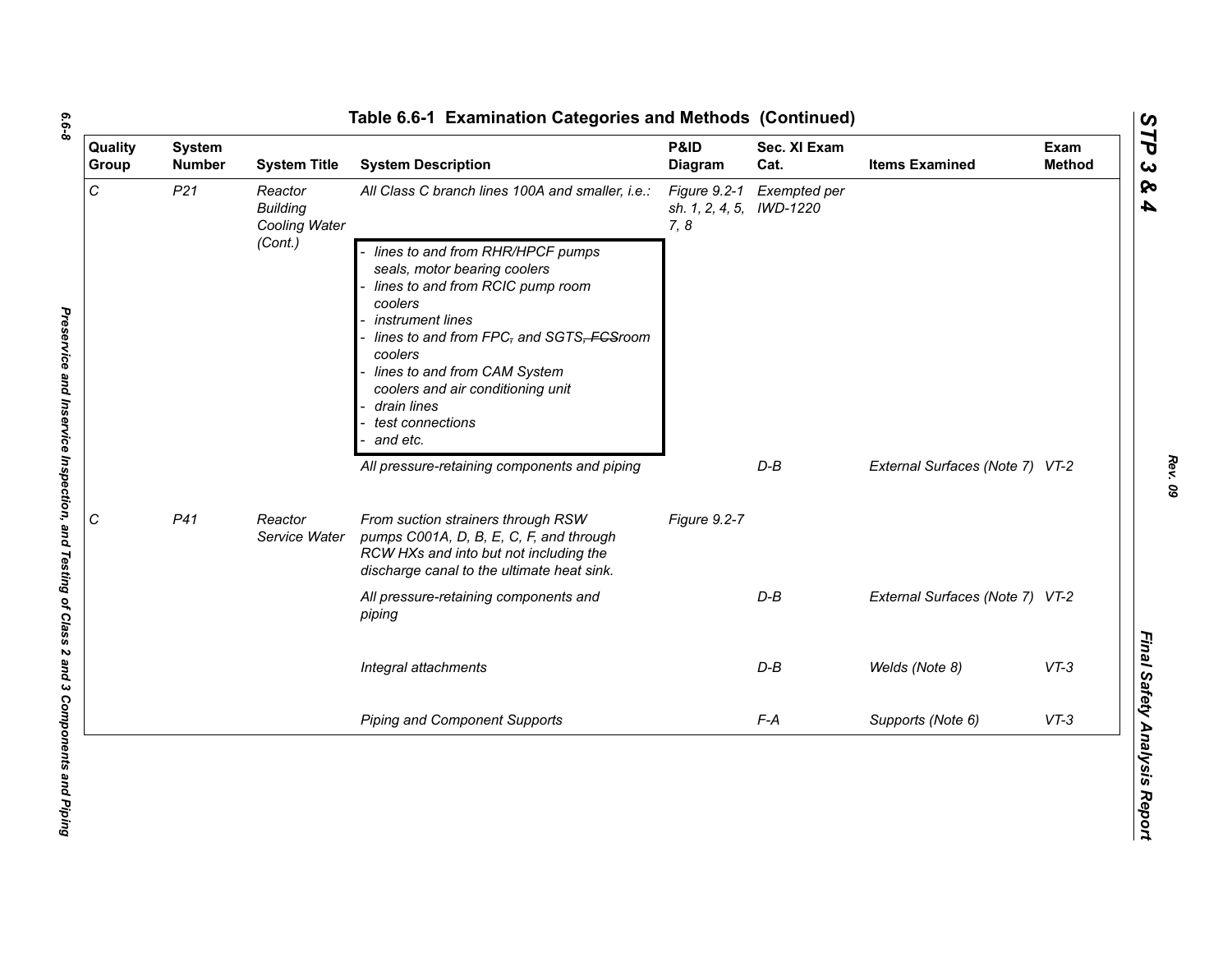## Table 6.6-1 Examination Categories and Methods (Continued)

| Quality Group | System Number | System Title | System Description | P&ID Diagram | Sec. XI Exam Cat. | Items Examined | Exam Method |
|---|---|---|---|---|---|---|---|
| *C* | *P21* | *Reactor Building Cooling Water (Cont.)* | *All Class C branch lines 100A and smaller, i.e.:* | *Figure 9.2-1 sh. 1, 2, 4, 5, 7, 8* | *Exempted per IWD-1220* | | |
| | | | *- lines to and from RHR/HPCF pumps seals, motor bearing coolers*<br>*- lines to and from RCIC pump room coolers*<br>*- instrument lines*<br>*- lines to and from FPC, and SGTS, FCS room coolers*<br>*- lines to and from CAM System coolers and air conditioning unit*<br>*- drain lines*<br>*- test connections*<br>*- and etc.* | | | | |
| | | | *All pressure-retaining components and piping* | | *D-B* | *External Surfaces (Note 7)* | *VT-2* |
| *C* | *P41* | *Reactor Service Water* | *From suction strainers through RSW pumps C001A, D, B, E, C, F, and through RCW HXs and into but not including the discharge canal to the ultimate heat sink.* | *Figure 9.2-7* | | | |
| | | | *All pressure-retaining components and piping* | | *D-B* | *External Surfaces (Note 7)* | *VT-2* |
| | | | *Integral attachments* | | *D-B* | *Welds (Note 8)* | *VT-3* |
| | | | *Piping and Component Supports* | | *F-A* | *Supports (Note 6)* | *VT-3* |